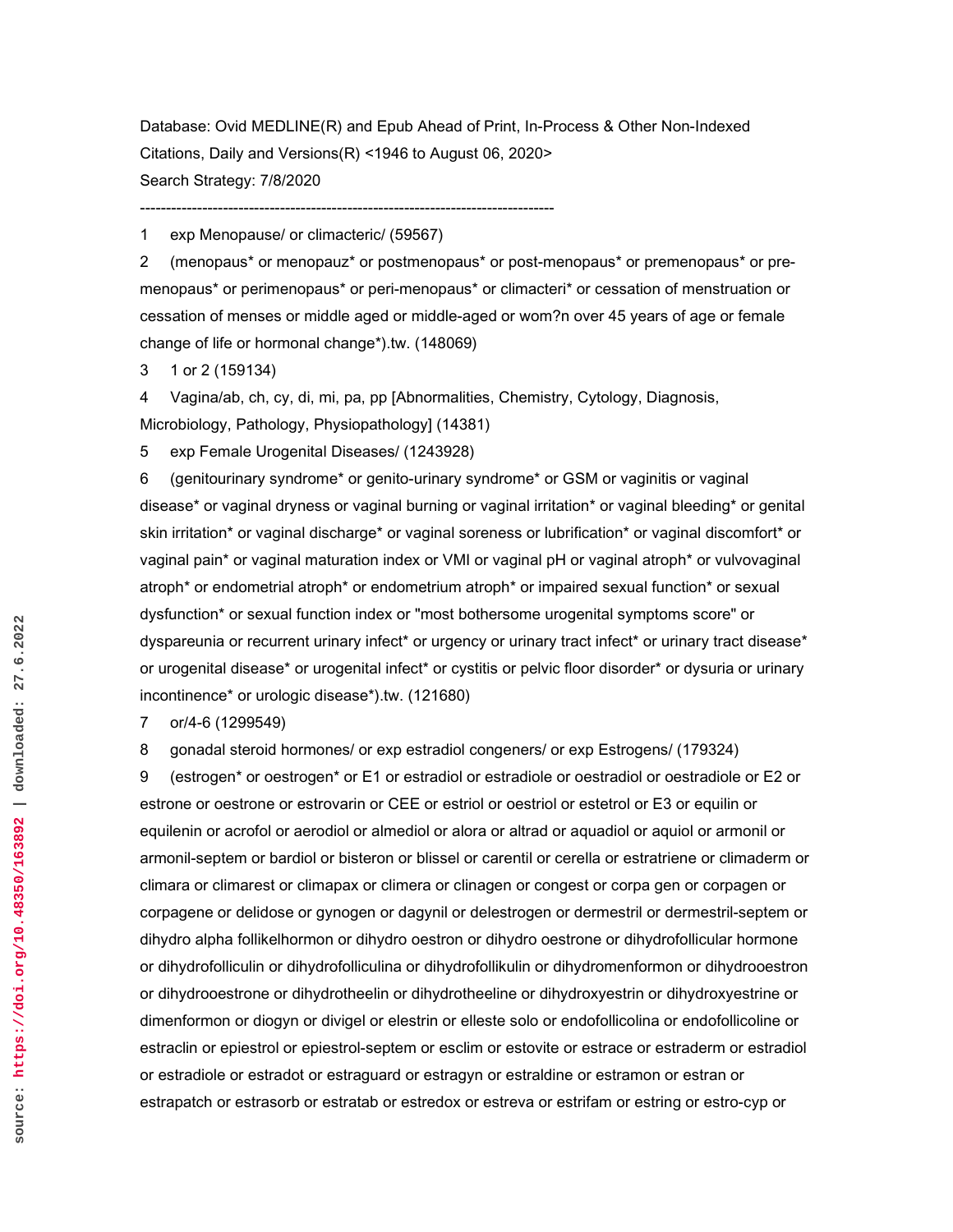Database: Ovid MEDLINE(R) and Epub Ahead of Print, In-Process & Other Non-Indexed Citations, Daily and Versions(R) <1946 to August 06, 2020>

Search Strategy: 7/8/2020

--------------------------------------------------------------------------------

1 exp Menopause/ or climacteric/ (59567)

2 (menopaus* or menopauz* or postmenopaus* or post-menopaus* or premenopaus* or pre-menopaus* or perimenopaus* or peri-menopaus* or climacteri* or cessation of menstruation or cessation of menses or middle aged or middle-aged or wom?n over 45 years of age or female change of life or hormonal change*).tw. (148069)

3 1 or 2 (159134)

4 Vagina/ab, ch, cy, di, mi, pa, pp [Abnormalities, Chemistry, Cytology, Diagnosis, Microbiology, Pathology, Physiopathology] (14381)

5 exp Female Urogenital Diseases/ (1243928)

6 (genitourinary syndrome* or genito-urinary syndrome* or GSM or vaginitis or vaginal disease* or vaginal dryness or vaginal burning or vaginal irritation* or vaginal bleeding* or genital skin irritation* or vaginal discharge* or vaginal soreness or lubrification* or vaginal discomfort* or vaginal pain* or vaginal maturation index or VMI or vaginal pH or vaginal atroph* or vulvovaginal atroph* or endometrial atroph* or endometrium atroph* or impaired sexual function* or sexual dysfunction* or sexual function index or "most bothersome urogenital symptoms score" or dyspareunia or recurrent urinary infect* or urgency or urinary tract infect* or urinary tract disease* or urogenital disease* or urogenital infect* or cystitis or pelvic floor disorder* or dysuria or urinary incontinence* or urologic disease*).tw. (121680)

7 or/4-6 (1299549)

8 gonadal steroid hormones/ or exp estradiol congeners/ or exp Estrogens/ (179324)

9 (estrogen* or oestrogen* or E1 or estradiol or estradiole or oestradiol or oestradiole or E2 or estrone or oestrone or estrovarin or CEE or estriol or oestriol or estetrol or E3 or equilin or equilenin or acrofol or aerodiol or almediol or alora or altrad or aquadiol or aquiol or armonil or armonil-septem or bardiol or bisteron or blissel or carentil or cerella or estratriene or climaderm or climara or climarest or climapax or climera or clinagen or congest or corpa gen or corpagen or corpagene or delidose or gynogen or dagynil or delestrogen or dermestril or dermestril-septem or dihydro alpha follikelhormon or dihydro oestron or dihydro oestrone or dihydrofollicular hormone or dihydrofolliculin or dihydrofolliculina or dihydrofollikulin or dihydromenformon or dihydrooestron or dihydrooestrone or dihydrotheelin or dihydrotheeline or dihydroxyestrin or dihydroxyestrine or dimenformon or diogyn or divigel or elestrin or elleste solo or endofollicolina or endofollicoline or estraclin or epiestrol or epiestrol-septem or esclim or estovite or estrace or estraderm or estradiol or estradiole or estradot or estraguard or estragyn or estraldine or estramon or estran or estrapatch or estrasorb or estratab or estredox or estreva or estrifam or estring or estro-cyp or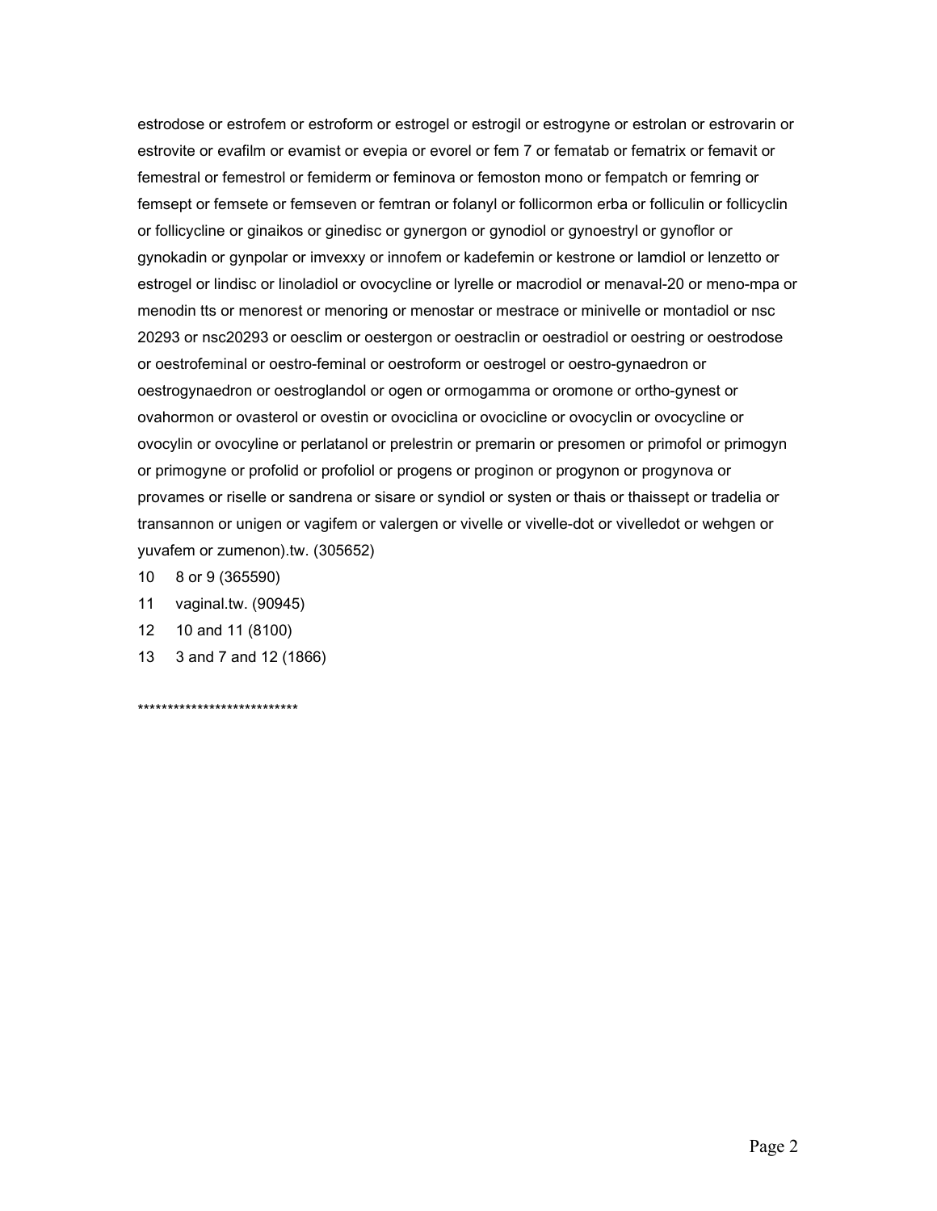estrodose or estrofem or estroform or estrogel or estrogil or estrogyne or estrolan or estrovarin or estrovite or evafilm or evamist or evepia or evorel or fem 7 or fematab or fematrix or femavit or femestral or femestrol or femiderm or feminova or femoston mono or fempatch or femring or femsept or femsete or femseven or femtran or folanyl or follicormon erba or folliculin or follicyclin or follicycline or ginaikos or ginedisc or gynergon or gynodiol or gynoestryl or gynoflor or gynokadin or gynpolar or imvexxy or innofem or kadefemin or kestrone or lamdiol or lenzetto or estrogel or lindisc or linoladiol or ovocycline or lyrelle or macrodiol or menaval-20 or meno-mpa or menodin tts or menorest or menoring or menostar or mestrace or minivelle or montadiol or nsc 20293 or nsc20293 or oesclim or oestergon or oestraclin or oestradiol or oestring or oestrodose or oestrofeminal or oestro-feminal or oestroform or oestrogel or oestro-gynaedron or oestrogynaedron or oestroglandol or ogen or ormogamma or oromone or ortho-gynest or ovahormon or ovasterol or ovestin or ovociclina or ovocicline or ovocyclin or ovocycline or ovocylin or ovocyline or perlatanol or prelestrin or premarin or presomen or primofol or primogyn or primogyne or profolid or profoliol or progens or proginon or progynon or progynova or provames or riselle or sandrena or sisare or syndiol or systen or thais or thaissept or tradelia or transannon or unigen or vagifem or valergen or vivelle or vivelle-dot or vivelledot or wehgen or yuvafem or zumenon).tw. (305652)

10 8 or 9 (365590)

11 vaginal.tw. (90945)

12 10 and 11 (8100)

13 3 and 7 and 12 (1866)

***************************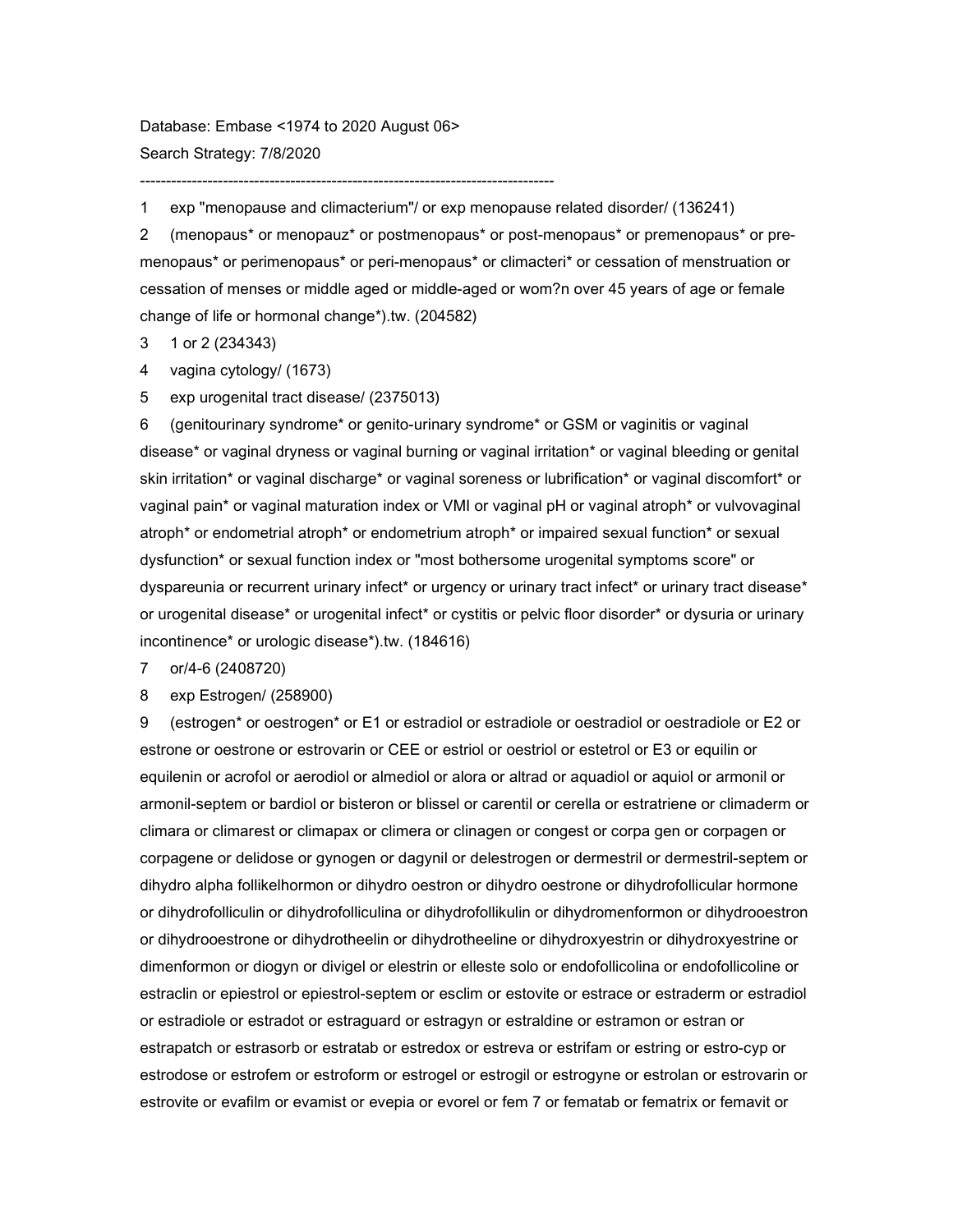Database: Embase <1974 to 2020 August 06>

Search Strategy: 7/8/2020

--------------------------------------------------------------------------------

1 exp "menopause and climacterium"/ or exp menopause related disorder/ (136241)

2 (menopaus* or menopauz* or postmenopaus* or post-menopaus* or premenopaus* or pre-menopaus* or perimenopaus* or peri-menopaus* or climacteri* or cessation of menstruation or cessation of menses or middle aged or middle-aged or wom?n over 45 years of age or female change of life or hormonal change*).tw. (204582)

3 1 or 2 (234343)

4 vagina cytology/ (1673)

5 exp urogenital tract disease/ (2375013)

6 (genitourinary syndrome* or genito-urinary syndrome* or GSM or vaginitis or vaginal disease* or vaginal dryness or vaginal burning or vaginal irritation* or vaginal bleeding or genital skin irritation* or vaginal discharge* or vaginal soreness or lubrification* or vaginal discomfort* or vaginal pain* or vaginal maturation index or VMI or vaginal pH or vaginal atroph* or vulvovaginal atroph* or endometrial atroph* or endometrium atroph* or impaired sexual function* or sexual dysfunction* or sexual function index or "most bothersome urogenital symptoms score" or dyspareunia or recurrent urinary infect* or urgency or urinary tract infect* or urinary tract disease* or urogenital disease* or urogenital infect* or cystitis or pelvic floor disorder* or dysuria or urinary incontinence* or urologic disease*).tw. (184616)

7 or/4-6 (2408720)

8 exp Estrogen/ (258900)

9 (estrogen* or oestrogen* or E1 or estradiol or estradiole or oestradiol or oestradiole or E2 or estrone or oestrone or estrovarin or CEE or estriol or oestriol or estetrol or E3 or equilin or equilenin or acrofol or aerodiol or almediol or alora or altrad or aquadiol or aquiol or armonil or armonil-septem or bardiol or bisteron or blissel or carentil or cerella or estratriene or climaderm or climara or climarest or climapax or climera or clinagen or congest or corpa gen or corpagen or corpagene or delidose or gynogen or dagynil or delestrogen or dermestril or dermestril-septem or dihydro alpha follikelhormon or dihydro oestron or dihydro oestrone or dihydrofollicular hormone or dihydrofolliculin or dihydrofolliculina or dihydrofollikulin or dihydromenformon or dihydrooestron or dihydrooestrone or dihydrotheelin or dihydrotheeline or dihydroxyestrin or dihydroxyestrine or dimenformon or diogyn or divigel or elestrin or elleste solo or endofollicolina or endofollicoline or estraclin or epiestrol or epiestrol-septem or esclim or estovite or estrace or estraderm or estradiol or estradiole or estradot or estraguard or estragyn or estraldine or estramon or estran or estrapatch or estrasorb or estratab or estredox or estreva or estrifam or estring or estro-cyp or estrodose or estrofem or estroform or estrogel or estrogil or estrogyne or estrolan or estrovarin or estrovite or evafilm or evamist or evepia or evorel or fem 7 or fematab or fematrix or femavit or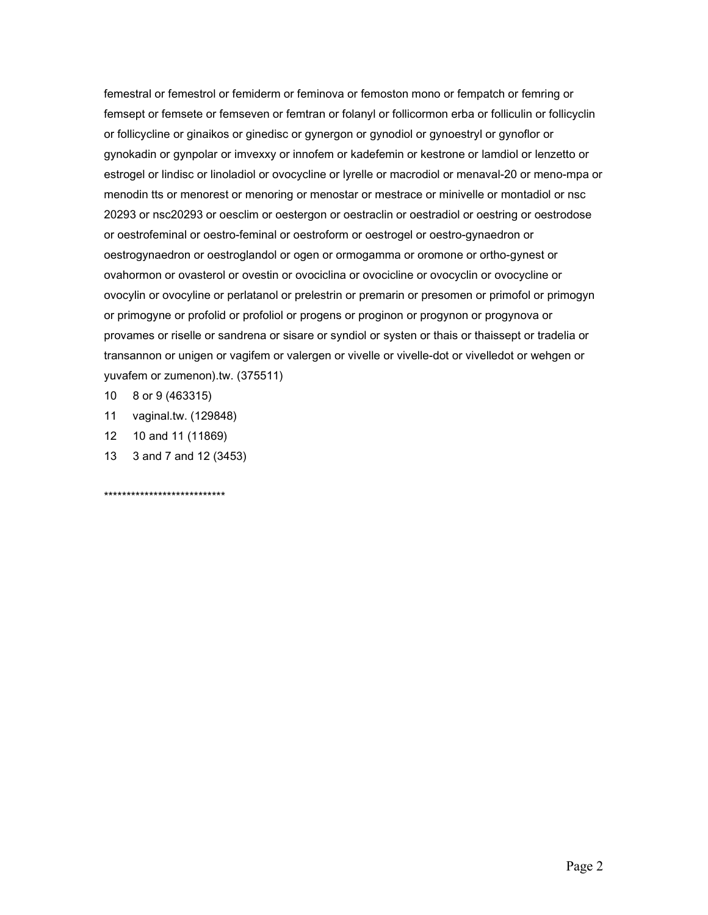femestral or femestrol or femiderm or feminova or femoston mono or fempatch or femring or femsept or femsete or femseven or femtran or folanyl or follicormon erba or folliculin or follicyclin or follicycline or ginaikos or ginedisc or gynergon or gynodiol or gynoestryl or gynoflor or gynokadin or gynpolar or imvexxy or innofem or kadefemin or kestrone or lamdiol or lenzetto or estrogel or lindisc or linoladiol or ovocycline or lyrelle or macrodiol or menaval-20 or meno-mpa or menodin tts or menorest or menoring or menostar or mestrace or minivelle or montadiol or nsc 20293 or nsc20293 or oesclim or oestergon or oestraclin or oestradiol or oestring or oestrodose or oestrofeminal or oestro-feminal or oestroform or oestrogel or oestro-gynaedron or oestrogynaedron or oestroglandol or ogen or ormogamma or oromone or ortho-gynest or ovahormon or ovasterol or ovestin or ovociclina or ovocicline or ovocyclin or ovocycline or ovocylin or ovocyline or perlatanol or prelestrin or premarin or presomen or primofol or primogyn or primogyne or profolid or profoliol or progens or proginon or progynon or progynova or provames or riselle or sandrena or sisare or syndiol or systen or thais or thaissept or tradelia or transannon or unigen or vagifem or valergen or vivelle or vivelle-dot or vivelledot or wehgen or yuvafem or zumenon).tw. (375511)

10 8 or 9 (463315)

11 vaginal.tw. (129848)

12 10 and 11 (11869)

13 3 and 7 and 12 (3453)

***************************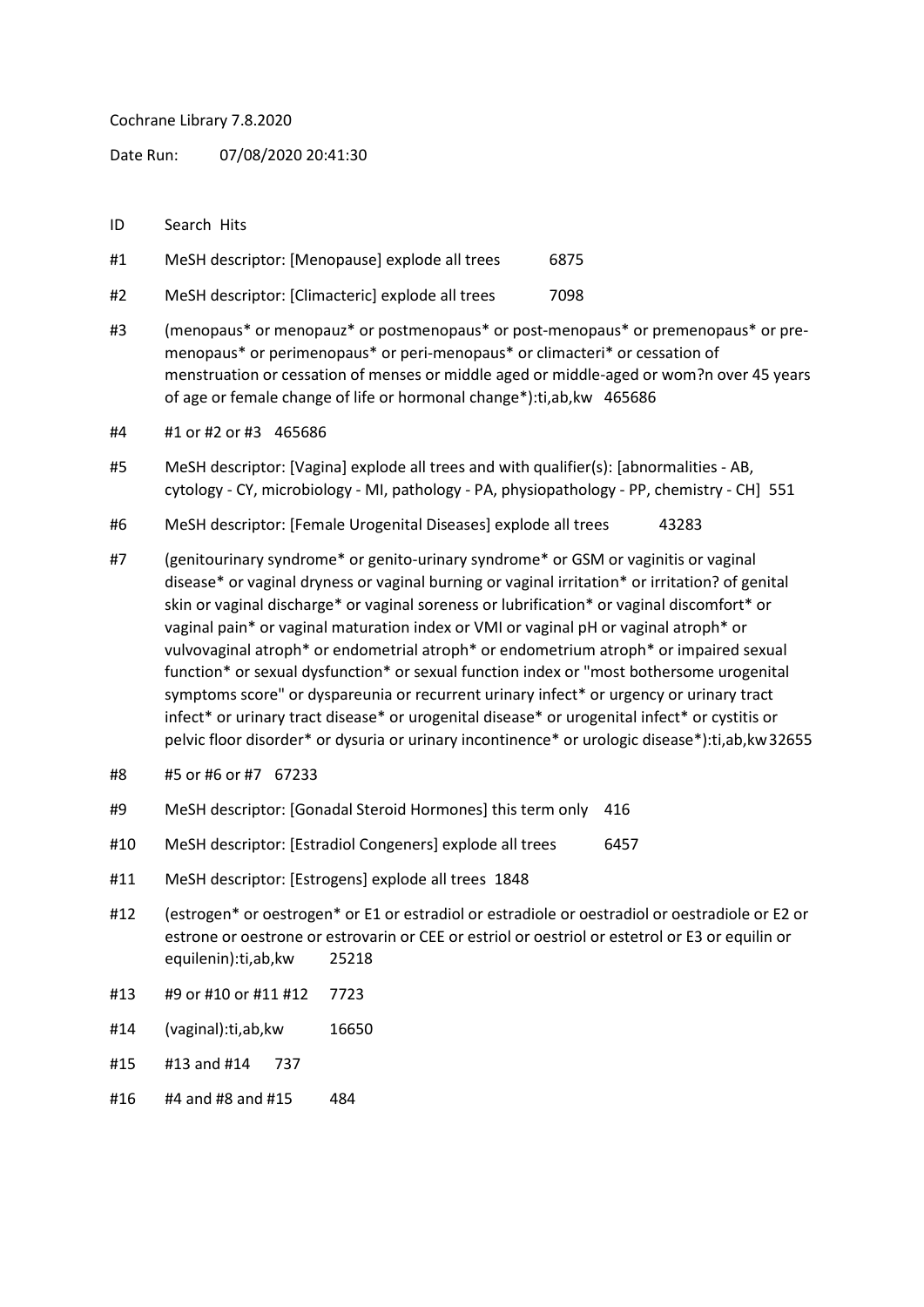Cochrane Library 7.8.2020

Date Run: 07/08/2020 20:41:30

| ID | Search | Hits |
|---|---|---|
| #1 | MeSH descriptor: [Menopause] explode all trees | 6875 |
| #2 | MeSH descriptor: [Climacteric] explode all trees | 7098 |
| #3 | (menopaus* or menopauz* or postmenopaus* or post-menopaus* or premenopaus* or pre-menopaus* or perimenopaus* or peri-menopaus* or climacteri* or cessation of menstruation or cessation of menses or middle aged or middle-aged or wom?n over 45 years of age or female change of life or hormonal change*):ti,ab,kw | 465686 |
| #4 | #1 or #2 or #3 | 465686 |
| #5 | MeSH descriptor: [Vagina] explode all trees and with qualifier(s): [abnormalities - AB, cytology - CY, microbiology - MI, pathology - PA, physiopathology - PP, chemistry - CH] | 551 |
| #6 | MeSH descriptor: [Female Urogenital Diseases] explode all trees | 43283 |
| #7 | (genitourinary syndrome* or genito-urinary syndrome* or GSM or vaginitis or vaginal disease* or vaginal dryness or vaginal burning or vaginal irritation* or irritation? of genital skin or vaginal discharge* or vaginal soreness or lubrification* or vaginal discomfort* or vaginal pain* or vaginal maturation index or VMI or vaginal pH or vaginal atroph* or vulvovaginal atroph* or endometrial atroph* or endometrium atroph* or impaired sexual function* or sexual dysfunction* or sexual function index or "most bothersome urogenital symptoms score" or dyspareunia or recurrent urinary infect* or urgency or urinary tract infect* or urinary tract disease* or urogenital disease* or urogenital infect* or cystitis or pelvic floor disorder* or dysuria or urinary incontinence* or urologic disease*):ti,ab,kw | 32655 |
| #8 | #5 or #6 or #7 | 67233 |
| #9 | MeSH descriptor: [Gonadal Steroid Hormones] this term only | 416 |
| #10 | MeSH descriptor: [Estradiol Congeners] explode all trees | 6457 |
| #11 | MeSH descriptor: [Estrogens] explode all trees | 1848 |
| #12 | (estrogen* or oestrogen* or E1 or estradiol or estradiole or oestradiol or oestradiole or E2 or estrone or oestrone or estrovarin or CEE or estriol or oestriol or estetrol or E3 or equilin or equilenin):ti,ab,kw | 25218 |
| #13 | #9 or #10 or #11 #12 | 7723 |
| #14 | (vaginal):ti,ab,kw | 16650 |
| #15 | #13 and #14 | 737 |
| #16 | #4 and #8 and #15 | 484 |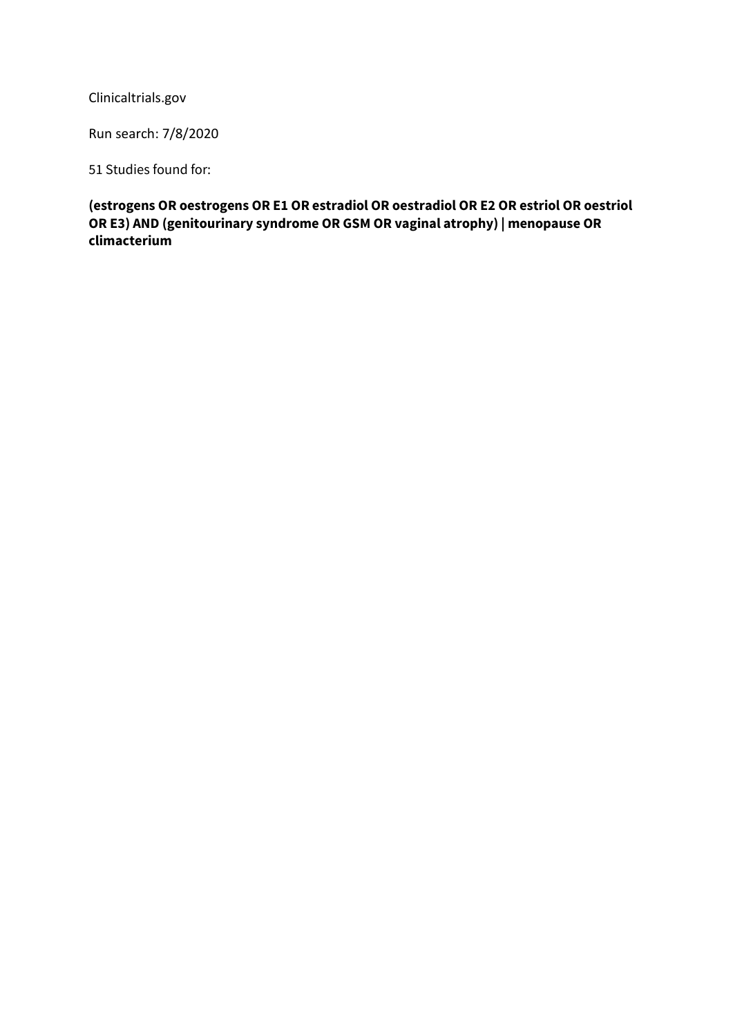Clinicaltrials.gov

Run search: 7/8/2020

51 Studies found for:

**(estrogens OR oestrogens OR E1 OR estradiol OR oestradiol OR E2 OR estriol OR oestriol OR E3) AND (genitourinary syndrome OR GSM OR vaginal atrophy) | menopause OR climacterium**